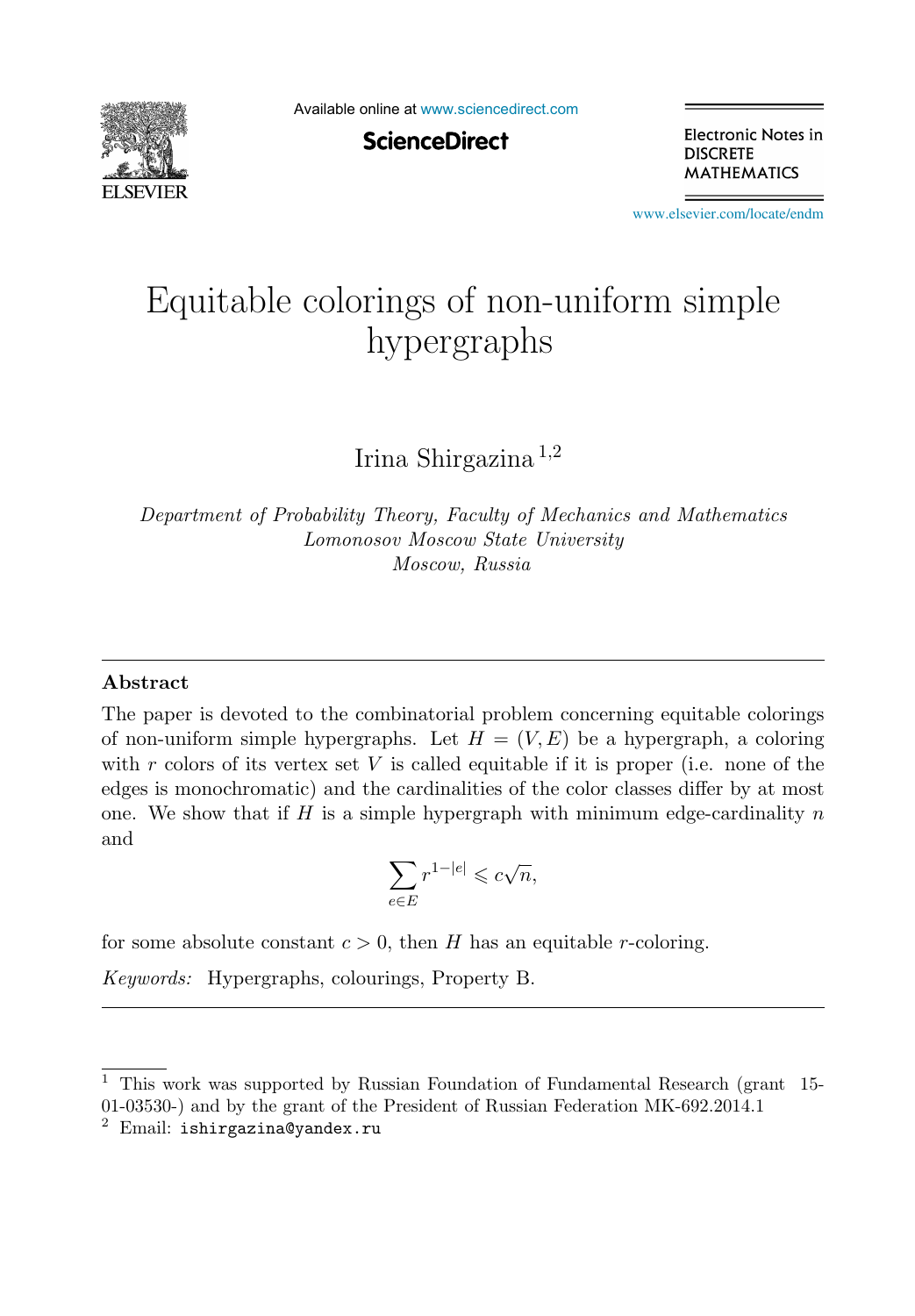# Equitable colorings of non-uniform simple hypergraphs

Irina Shirgazina [1,2]

*Department of Probability Theory, Faculty of Mechanics and Mathematics*
*Lomonosov Moscow State University*
*Moscow, Russia*

---

## Abstract

The paper is devoted to the combinatorial problem concerning equitable colorings of non-uniform simple hypergraphs. Let $H = (V, E)$ be a hypergraph, a coloring with $r$ colors of its vertex set $V$ is called equitable if it is proper (i.e. none of the edges is monochromatic) and the cardinalities of the color classes differ by at most one. We show that if $H$ is a simple hypergraph with minimum edge-cardinality $n$ and

$$\sum_{e \in E} r^{1-|e|} \leqslant c\sqrt{n},$$

for some absolute constant $c > 0$, then $H$ has an equitable $r$-coloring.

*Keywords:* Hypergraphs, colourings, Property B.

---

[1] This work was supported by Russian Foundation of Fundamental Research (grant 15-01-03530-) and by the grant of the President of Russian Federation MK-692.2014.1

[2] Email: `ishirgazina@yandex.ru`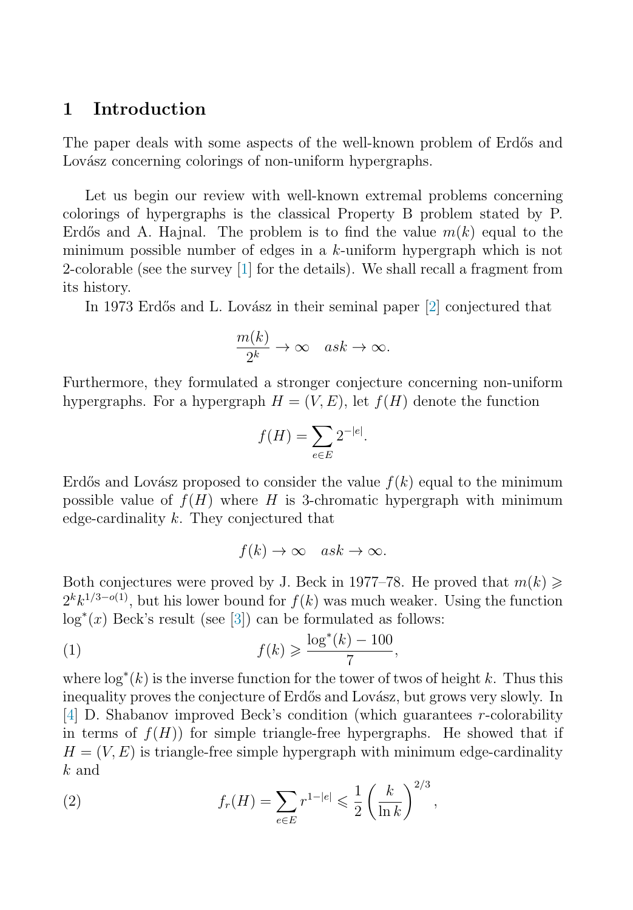## 1 Introduction

The paper deals with some aspects of the well-known problem of Erdős and Lovász concerning colorings of non-uniform hypergraphs.

Let us begin our review with well-known extremal problems concerning colorings of hypergraphs is the classical Property B problem stated by P. Erdős and A. Hajnal. The problem is to find the value $m(k)$ equal to the minimum possible number of edges in a $k$-uniform hypergraph which is not 2-colorable (see the survey [1] for the details). We shall recall a fragment from its history.

In 1973 Erdős and L. Lovász in their seminal paper [2] conjectured that

$$\frac{m(k)}{2^k} \to \infty \quad ask \to \infty.$$

Furthermore, they formulated a stronger conjecture concerning non-uniform hypergraphs. For a hypergraph $H = (V, E)$, let $f(H)$ denote the function

$$f(H) = \sum_{e \in E} 2^{-|e|}.$$

Erdős and Lovász proposed to consider the value $f(k)$ equal to the minimum possible value of $f(H)$ where $H$ is 3-chromatic hypergraph with minimum edge-cardinality $k$. They conjectured that

$$f(k) \to \infty \quad ask \to \infty.$$

Both conjectures were proved by J. Beck in 1977–78. He proved that $m(k) \geqslant 2^k k^{1/3 - o(1)}$, but his lower bound for $f(k)$ was much weaker. Using the function $\log^*(x)$ Beck's result (see [3]) can be formulated as follows:

$$f(k) \geqslant \frac{\log^*(k) - 100}{7}, \tag{1}$$

where $\log^*(k)$ is the inverse function for the tower of twos of height $k$. Thus this inequality proves the conjecture of Erdős and Lovász, but grows very slowly. In [4] D. Shabanov improved Beck's condition (which guarantees $r$-colorability in terms of $f(H)$) for simple triangle-free hypergraphs. He showed that if $H = (V, E)$ is triangle-free simple hypergraph with minimum edge-cardinality $k$ and

$$f_r(H) = \sum_{e \in E} r^{1-|e|} \leqslant \frac{1}{2} \left( \frac{k}{\ln k} \right)^{2/3}, \tag{2}$$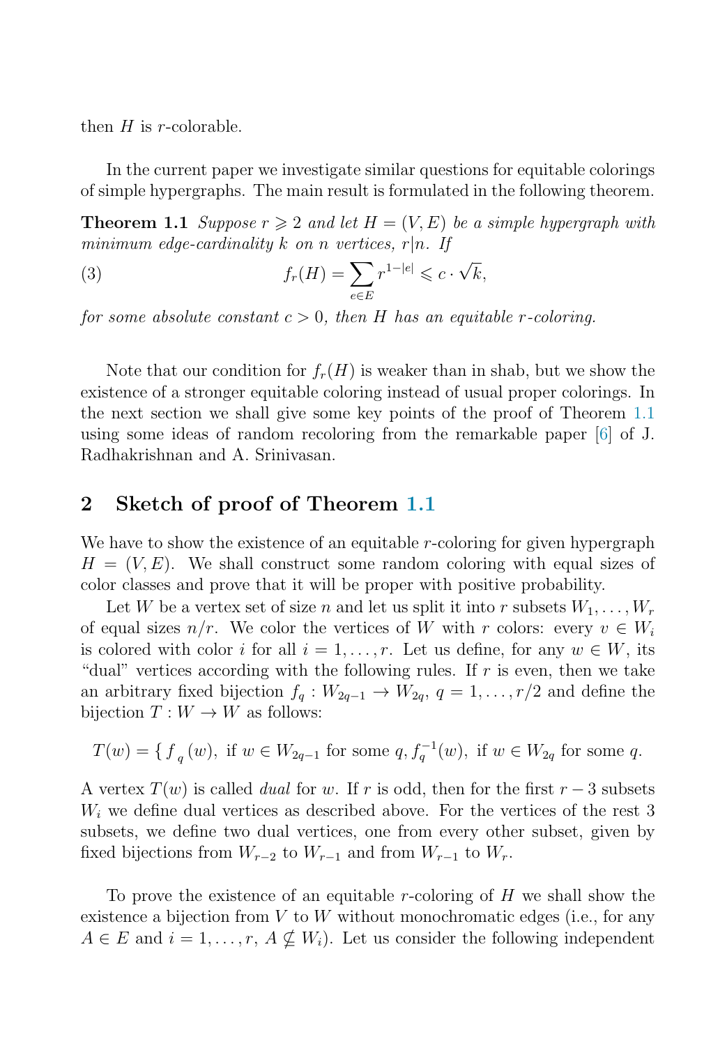then $H$ is $r$-colorable.

In the current paper we investigate similar questions for equitable colorings of simple hypergraphs. The main result is formulated in the following theorem.

**Theorem 1.1** *Suppose $r \geqslant 2$ and let $H = (V, E)$ be a simple hypergraph with minimum edge-cardinality $k$ on $n$ vertices, $r|n$. If*

$$f_r(H) = \sum_{e \in E} r^{1-|e|} \leqslant c \cdot \sqrt{k}, \tag{3}$$

*for some absolute constant $c > 0$, then $H$ has an equitable $r$-coloring.*

Note that our condition for $f_r(H)$ is weaker than in shab, but we show the existence of a stronger equitable coloring instead of usual proper colorings. In the next section we shall give some key points of the proof of Theorem 1.1 using some ideas of random recoloring from the remarkable paper [6] of J. Radhakrishnan and A. Srinivasan.

## 2 Sketch of proof of Theorem 1.1

We have to show the existence of an equitable $r$-coloring for given hypergraph $H = (V, E)$. We shall construct some random coloring with equal sizes of color classes and prove that it will be proper with positive probability.

Let $W$ be a vertex set of size $n$ and let us split it into $r$ subsets $W_1, \ldots, W_r$ of equal sizes $n/r$. We color the vertices of $W$ with $r$ colors: every $v \in W_i$ is colored with color $i$ for all $i = 1, \ldots, r$. Let us define, for any $w \in W$, its "dual" vertices according with the following rules. If $r$ is even, then we take an arbitrary fixed bijection $f_q : W_{2q-1} \to W_{2q}$, $q = 1, \ldots, r/2$ and define the bijection $T : W \to W$ as follows:

$$T(w) = \{ f_q(w), \text{ if } w \in W_{2q-1} \text{ for some } q, f_q^{-1}(w), \text{ if } w \in W_{2q} \text{ for some } q.$$

A vertex $T(w)$ is called *dual* for $w$. If $r$ is odd, then for the first $r-3$ subsets $W_i$ we define dual vertices as described above. For the vertices of the rest 3 subsets, we define two dual vertices, one from every other subset, given by fixed bijections from $W_{r-2}$ to $W_{r-1}$ and from $W_{r-1}$ to $W_r$.

To prove the existence of an equitable $r$-coloring of $H$ we shall show the existence a bijection from $V$ to $W$ without monochromatic edges (i.e., for any $A \in E$ and $i = 1, \ldots, r$, $A \nsubseteq W_i$). Let us consider the following independent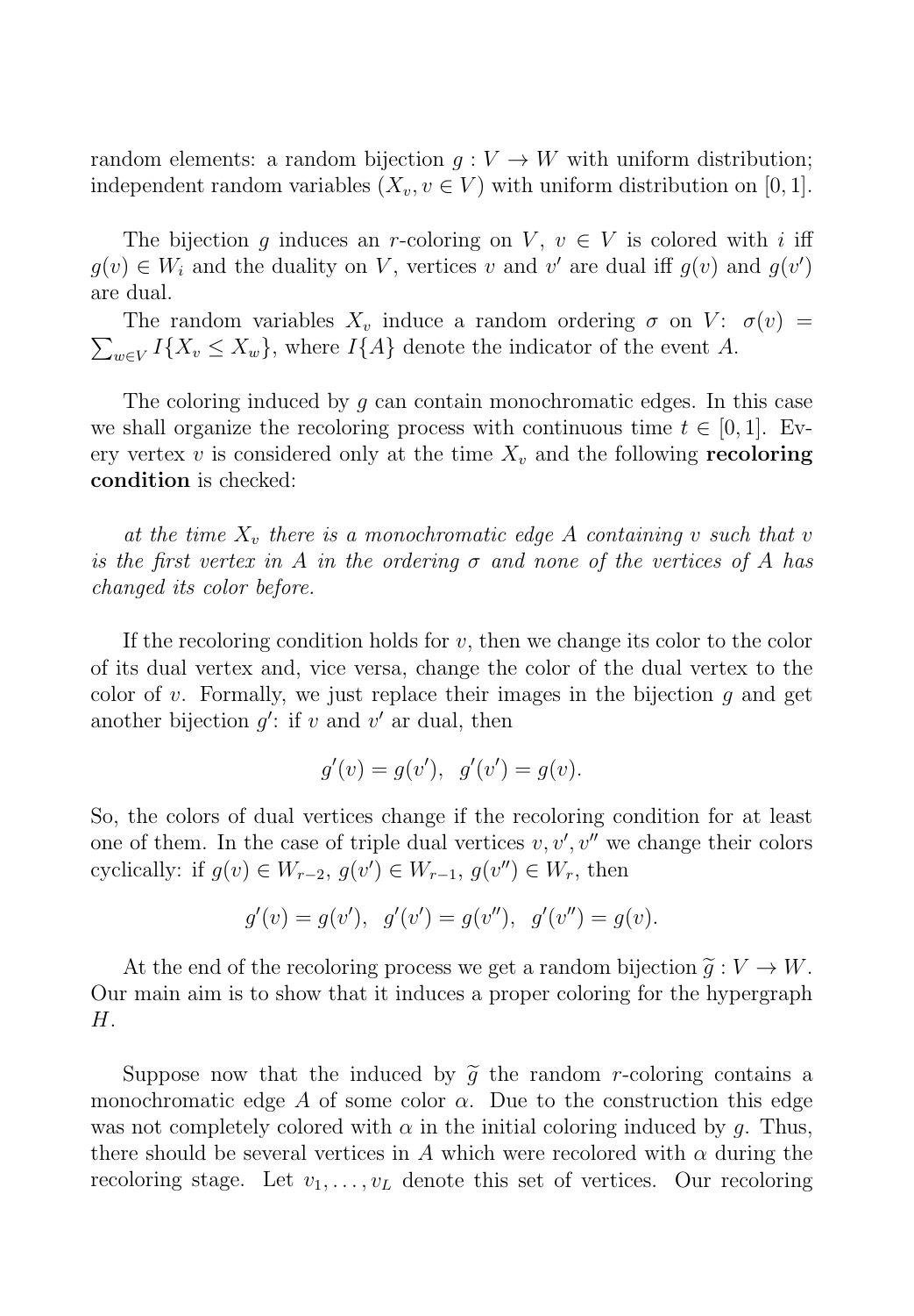random elements: a random bijection $g : V \to W$ with uniform distribution; independent random variables $(X_v, v \in V)$ with uniform distribution on $[0, 1]$.

The bijection $g$ induces an $r$-coloring on $V$, $v \in V$ is colored with $i$ iff $g(v) \in W_i$ and the duality on $V$, vertices $v$ and $v'$ are dual iff $g(v)$ and $g(v')$ are dual.

The random variables $X_v$ induce a random ordering $\sigma$ on $V$: $\sigma(v) = \sum_{w \in V} I\{X_v \leq X_w\}$, where $I\{A\}$ denote the indicator of the event $A$.

The coloring induced by $g$ can contain monochromatic edges. In this case we shall organize the recoloring process with continuous time $t \in [0, 1]$. Every vertex $v$ is considered only at the time $X_v$ and the following **recoloring condition** is checked:

*at the time $X_v$ there is a monochromatic edge $A$ containing $v$ such that $v$ is the first vertex in $A$ in the ordering $\sigma$ and none of the vertices of $A$ has changed its color before.*

If the recoloring condition holds for $v$, then we change its color to the color of its dual vertex and, vice versa, change the color of the dual vertex to the color of $v$. Formally, we just replace their images in the bijection $g$ and get another bijection $g'$: if $v$ and $v'$ ar dual, then

$$g'(v) = g(v'), \;\; g'(v') = g(v).$$

So, the colors of dual vertices change if the recoloring condition for at least one of them. In the case of triple dual vertices $v, v', v''$ we change their colors cyclically: if $g(v) \in W_{r-2}$, $g(v') \in W_{r-1}$, $g(v'') \in W_r$, then

$$g'(v) = g(v'), \;\; g'(v') = g(v''), \;\; g'(v'') = g(v).$$

At the end of the recoloring process we get a random bijection $\widetilde{g} : V \to W$. Our main aim is to show that it induces a proper coloring for the hypergraph $H$.

Suppose now that the induced by $\widetilde{g}$ the random $r$-coloring contains a monochromatic edge $A$ of some color $\alpha$. Due to the construction this edge was not completely colored with $\alpha$ in the initial coloring induced by $g$. Thus, there should be several vertices in $A$ which were recolored with $\alpha$ during the recoloring stage. Let $v_1, \ldots, v_L$ denote this set of vertices. Our recoloring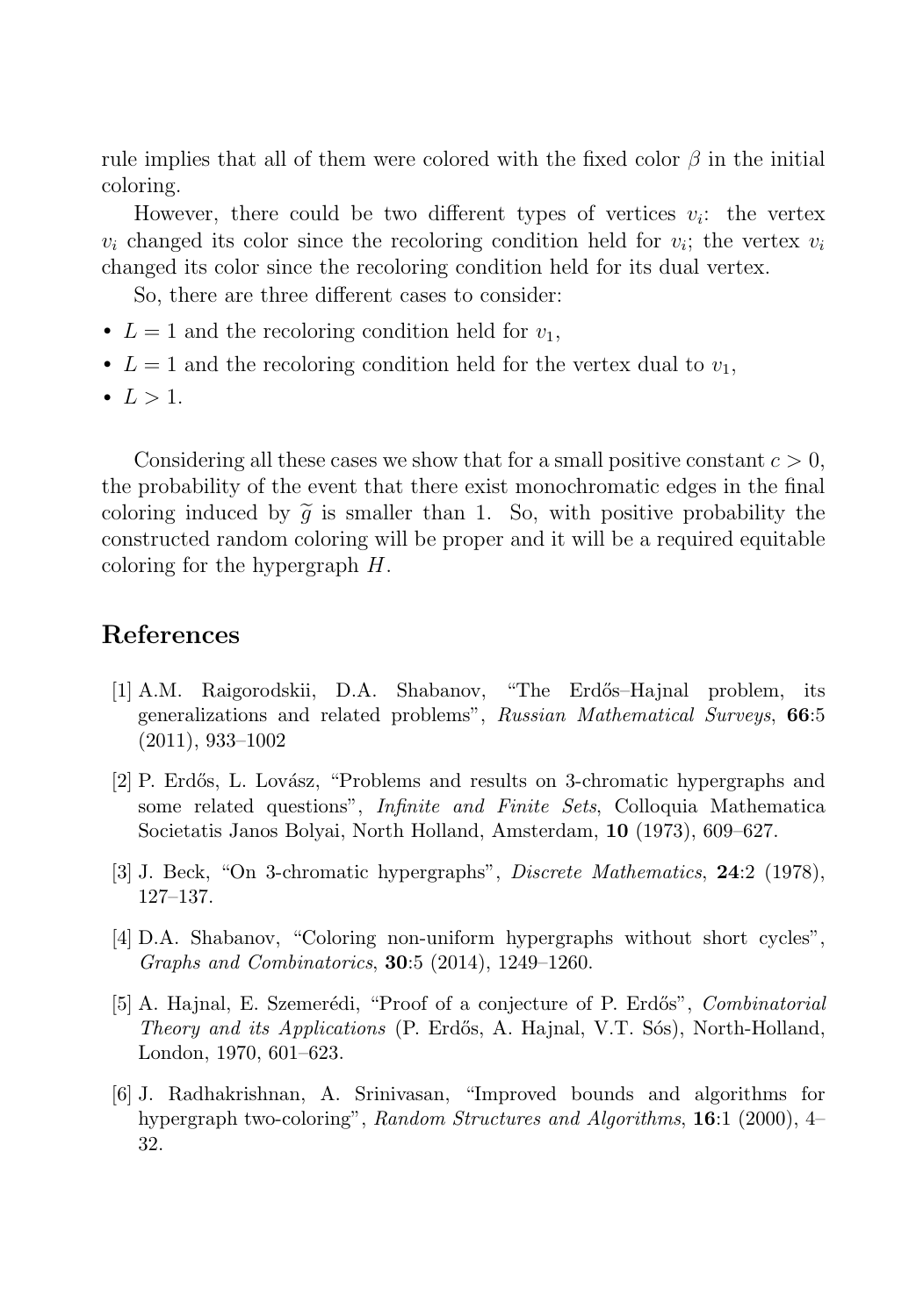rule implies that all of them were colored with the fixed color $\beta$ in the initial coloring.

However, there could be two different types of vertices $v_i$: the vertex $v_i$ changed its color since the recoloring condition held for $v_i$; the vertex $v_i$ changed its color since the recoloring condition held for its dual vertex.

So, there are three different cases to consider:

- $L = 1$ and the recoloring condition held for $v_1$,
- $L = 1$ and the recoloring condition held for the vertex dual to $v_1$,
- $L > 1$.

Considering all these cases we show that for a small positive constant $c > 0$, the probability of the event that there exist monochromatic edges in the final coloring induced by $\widetilde{g}$ is smaller than 1. So, with positive probability the constructed random coloring will be proper and it will be a required equitable coloring for the hypergraph $H$.

## References

[1] A.M. Raigorodskii, D.A. Shabanov, "The Erdős–Hajnal problem, its generalizations and related problems", *Russian Mathematical Surveys*, **66**:5 (2011), 933–1002

[2] P. Erdős, L. Lovász, "Problems and results on 3-chromatic hypergraphs and some related questions", *Infinite and Finite Sets*, Colloquia Mathematica Societatis Janos Bolyai, North Holland, Amsterdam, **10** (1973), 609–627.

[3] J. Beck, "On 3-chromatic hypergraphs", *Discrete Mathematics*, **24**:2 (1978), 127–137.

[4] D.A. Shabanov, "Coloring non-uniform hypergraphs without short cycles", *Graphs and Combinatorics*, **30**:5 (2014), 1249–1260.

[5] A. Hajnal, E. Szemerédi, "Proof of a conjecture of P. Erdős", *Combinatorial Theory and its Applications* (P. Erdős, A. Hajnal, V.T. Sós), North-Holland, London, 1970, 601–623.

[6] J. Radhakrishnan, A. Srinivasan, "Improved bounds and algorithms for hypergraph two-coloring", *Random Structures and Algorithms*, **16**:1 (2000), 4–32.